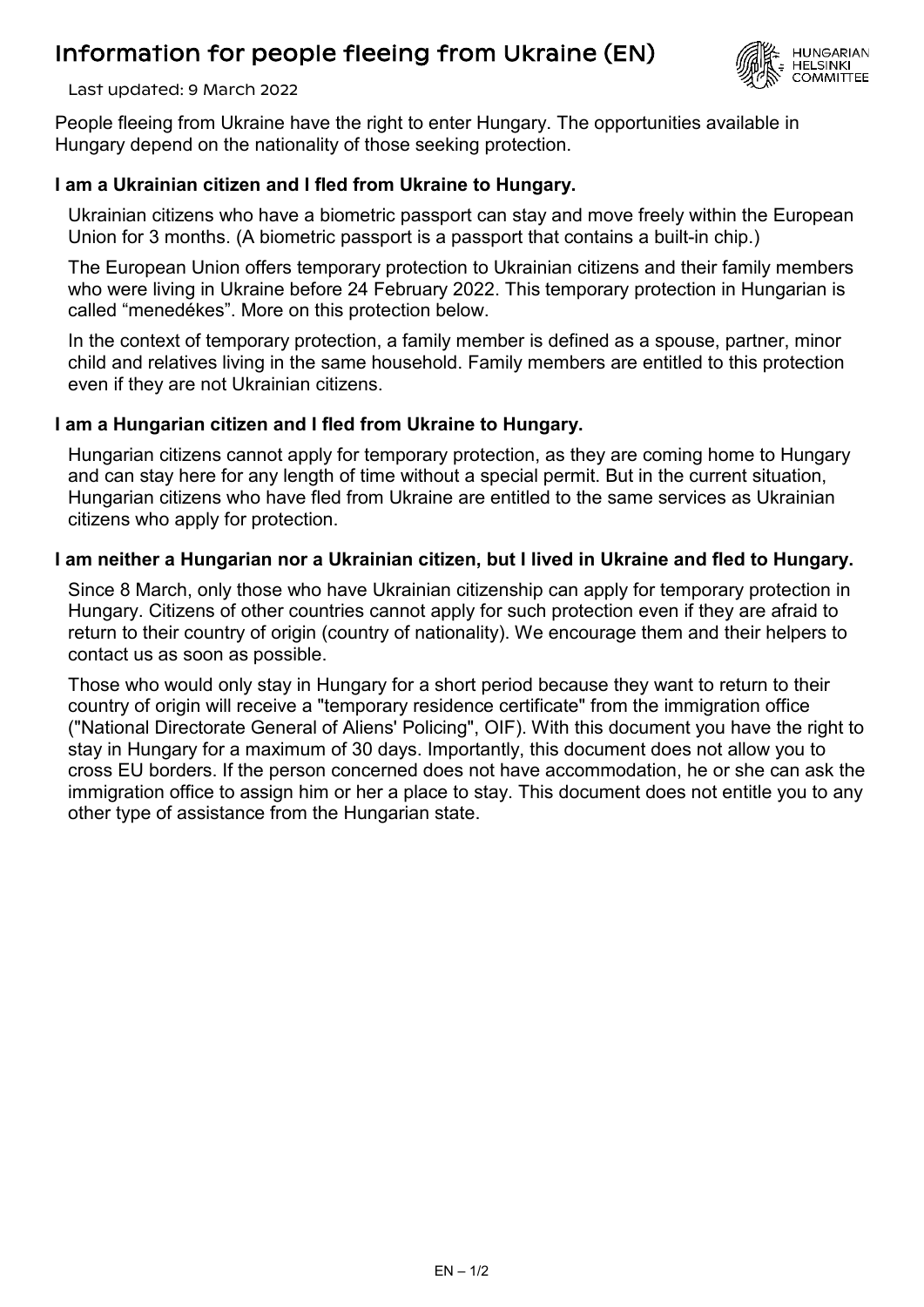# Information for people fleeing from Ukraine (EN)

Last updated: 9 March 2022

People fleeing from Ukraine have the right to enter Hungary. The opportunities available in Hungary depend on the nationality of those seeking protection.

**I am a Ukrainian citizen and I fled from Ukraine to Hungary.**

Ukrainian citizens who have a biometric passport can stay and move freely within the European Union for 3 months. (A biometric passport is a passport that contains a built-in chip.)

The European Union offers temporary protection to Ukrainian citizens and their family members who were living in Ukraine before 24 February 2022. This temporary protection in Hungarian is called "menedékes". More on this protection below.

In the context of temporary protection, a family member is defined as a spouse, partner, minor child and relatives living in the same household. Family members are entitled to this protection even if they are not Ukrainian citizens.

**I am a Hungarian citizen and I fled from Ukraine to Hungary.**

Hungarian citizens cannot apply for temporary protection, as they are coming home to Hungary and can stay here for any length of time without a special permit. But in the current situation, Hungarian citizens who have fled from Ukraine are entitled to the same services as Ukrainian citizens who apply for protection.

**I am neither a Hungarian nor a Ukrainian citizen, but I lived in Ukraine and fled to Hungary.**

Since 8 March, only those who have Ukrainian citizenship can apply for temporary protection in Hungary. Citizens of other countries cannot apply for such protection even if they are afraid to return to their country of origin (country of nationality). We encourage them and their helpers to contact us as soon as possible.

Those who would only stay in Hungary for a short period because they want to return to their country of origin will receive a "temporary residence certificate" from the immigration office ("National Directorate General of Aliens' Policing", OIF). With this document you have the right to stay in Hungary for a maximum of 30 days. Importantly, this document does not allow you to cross EU borders. If the person concerned does not have accommodation, he or she can ask the immigration office to assign him or her a place to stay. This document does not entitle you to any other type of assistance from the Hungarian state.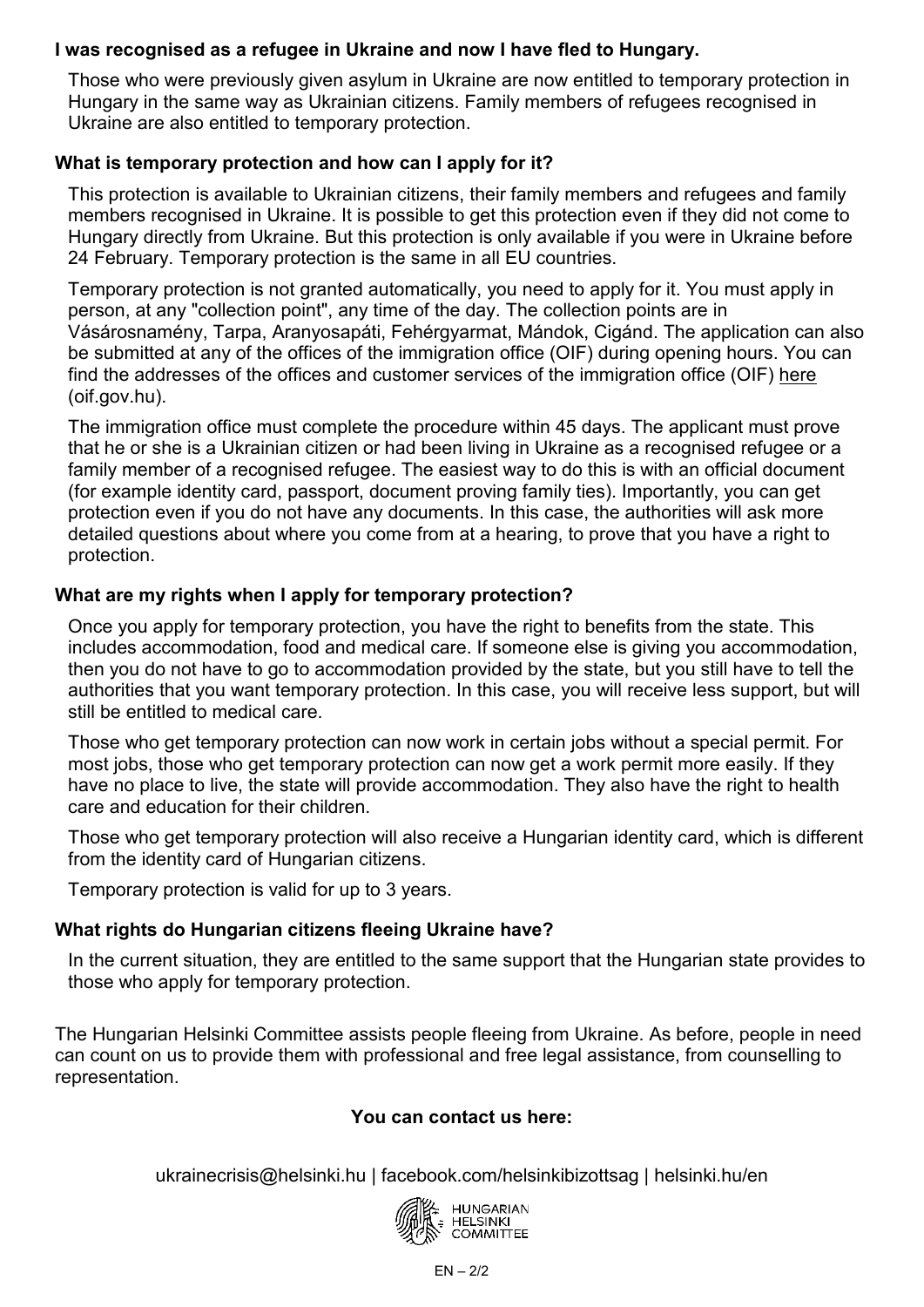**I was recognised as a refugee in Ukraine and now I have fled to Hungary.**

Those who were previously given asylum in Ukraine are now entitled to temporary protection in Hungary in the same way as Ukrainian citizens. Family members of refugees recognised in Ukraine are also entitled to temporary protection.

**What is temporary protection and how can I apply for it?**

This protection is available to Ukrainian citizens, their family members and refugees and family members recognised in Ukraine. It is possible to get this protection even if they did not come to Hungary directly from Ukraine. But this protection is only available if you were in Ukraine before 24 February. Temporary protection is the same in all EU countries.

Temporary protection is not granted automatically, you need to apply for it. You must apply in person, at any "collection point", any time of the day. The collection points are in Vásárosnamény, Tarpa, Aranyosapáti, Fehérgyarmat, Mándok, Cigánd. The application can also be submitted at any of the offices of the immigration office (OIF) during opening hours. You can find the addresses of the offices and customer services of the immigration office (OIF) here (oif.gov.hu).

The immigration office must complete the procedure within 45 days. The applicant must prove that he or she is a Ukrainian citizen or had been living in Ukraine as a recognised refugee or a family member of a recognised refugee. The easiest way to do this is with an official document (for example identity card, passport, document proving family ties). Importantly, you can get protection even if you do not have any documents. In this case, the authorities will ask more detailed questions about where you come from at a hearing, to prove that you have a right to protection.

**What are my rights when I apply for temporary protection?**

Once you apply for temporary protection, you have the right to benefits from the state. This includes accommodation, food and medical care. If someone else is giving you accommodation, then you do not have to go to accommodation provided by the state, but you still have to tell the authorities that you want temporary protection. In this case, you will receive less support, but will still be entitled to medical care.

Those who get temporary protection can now work in certain jobs without a special permit. For most jobs, those who get temporary protection can now get a work permit more easily. If they have no place to live, the state will provide accommodation. They also have the right to health care and education for their children.

Those who get temporary protection will also receive a Hungarian identity card, which is different from the identity card of Hungarian citizens.

Temporary protection is valid for up to 3 years.

**What rights do Hungarian citizens fleeing Ukraine have?**

In the current situation, they are entitled to the same support that the Hungarian state provides to those who apply for temporary protection.

The Hungarian Helsinki Committee assists people fleeing from Ukraine. As before, people in need can count on us to provide them with professional and free legal assistance, from counselling to representation.

**You can contact us here:**

ukrainecrisis@helsinki.hu | facebook.com/helsinkibizottsag | helsinki.hu/en

HUNGARIAN HELSINKI COMMITTEE